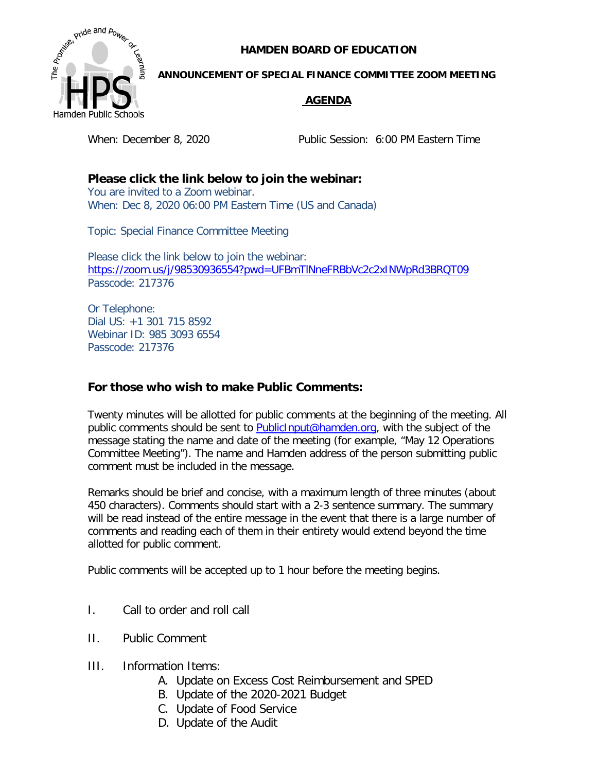# HAMDEN BOARD OF EDUCATION

## ANNOUNCEMENT OF SPECIAL FINANCE COMMITTEE ZOOM MEETING

## AGENDA

When: December 8, 2020 Public Session: 6:00 PM Eastern Time

**Please click the link below to join the webinar:**

You are invited to a Zoom webinar.
When: Dec 8, 2020 06:00 PM Eastern Time (US and Canada)

Topic: Special Finance Committee Meeting

Please click the link below to join the webinar:
https://zoom.us/j/98530936554?pwd=UFBmTlNneFRBbVc2c2xINWpRd3BRQT09
Passcode: 217376

Or Telephone:
Dial US: +1 301 715 8592
Webinar ID: 985 3093 6554
Passcode: 217376

**For those who wish to make Public Comments:**

Twenty minutes will be allotted for public comments at the beginning of the meeting. All public comments should be sent to PublicInput@hamden.org, with the subject of the message stating the name and date of the meeting (for example, "May 12 Operations Committee Meeting"). The name and Hamden address of the person submitting public comment must be included in the message.

Remarks should be brief and concise, with a maximum length of three minutes (about 450 characters). Comments should start with a 2-3 sentence summary. The summary will be read instead of the entire message in the event that there is a large number of comments and reading each of them in their entirety would extend beyond the time allotted for public comment.

Public comments will be accepted up to 1 hour before the meeting begins.

I. Call to order and roll call

II. Public Comment

III. Information Items:
   A. Update on Excess Cost Reimbursement and SPED
   B. Update of the 2020-2021 Budget
   C. Update of Food Service
   D. Update of the Audit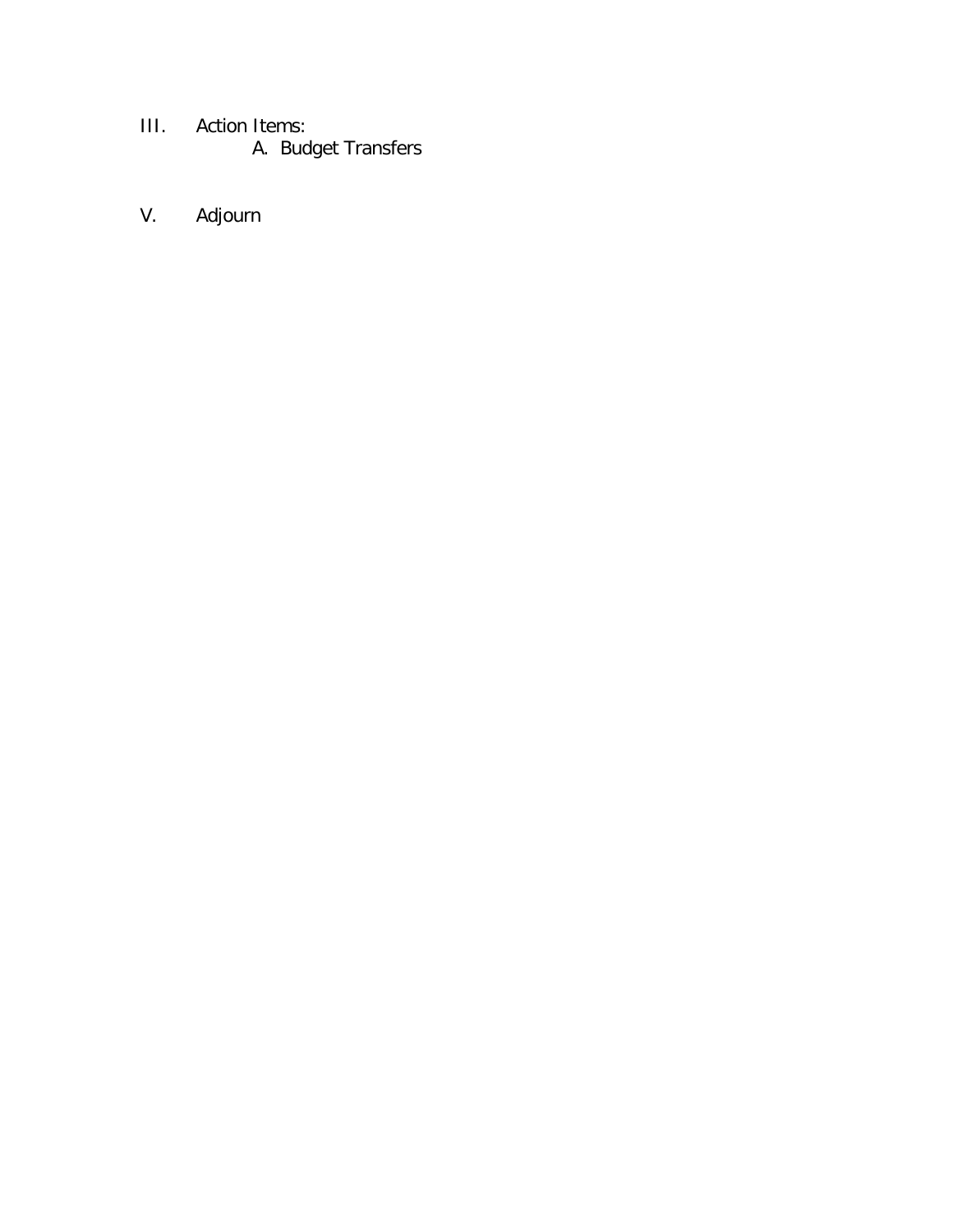III. Action Items:

    A. Budget Transfers

V. Adjourn